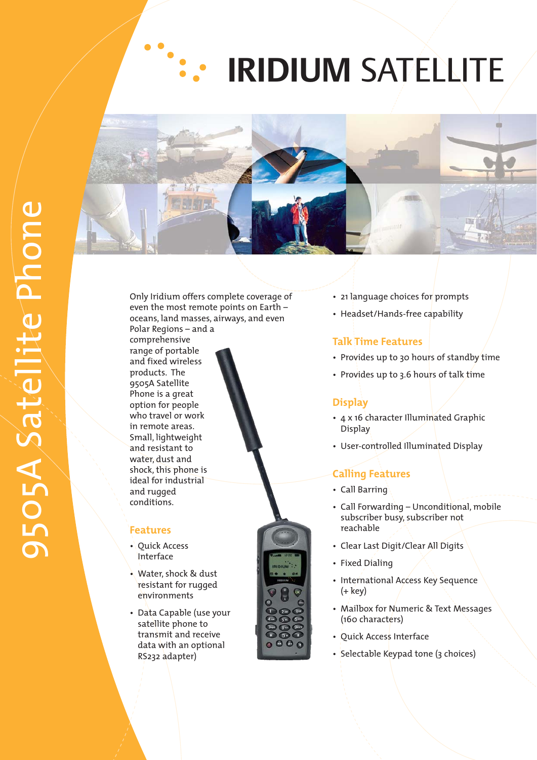# IRIDIUM SATELLITE

## 9505A Satellite Phone

Only Iridium offers complete coverage of even the most remote points on Earth – oceans, land masses, airways, and even Polar Regions – and a comprehensive range of portable and fixed wireless products. The 9505A Satellite Phone is a great option for people who travel or work in remote areas. Small, lightweight and resistant to water, dust and shock, this phone is ideal for industrial and rugged conditions.

### Features

- Quick Access Interface
- Water, shock & dust resistant for rugged environments
- Data Capable (use your satellite phone to transmit and receive data with an optional RS232 adapter)
- 21 language choices for prompts
- Headset/Hands-free capability

### Talk Time Features

- Provides up to 30 hours of standby time
- Provides up to 3.6 hours of talk time

### Display

- 4 x 16 character Illuminated Graphic Display
- User-controlled Illuminated Display

### Calling Features

- Call Barring
- Call Forwarding – Unconditional, mobile subscriber busy, subscriber not reachable
- Clear Last Digit/Clear All Digits
- Fixed Dialing
- International Access Key Sequence (+ key)
- Mailbox for Numeric & Text Messages (160 characters)
- Quick Access Interface
- Selectable Keypad tone (3 choices)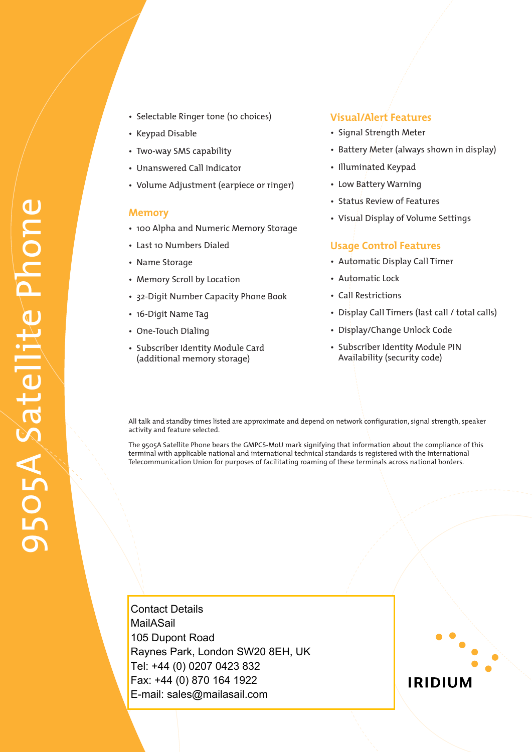# 9505A Satellite Phone

- Selectable Ringer tone (10 choices)
- Keypad Disable
- Two-way SMS capability
- Unanswered Call Indicator
- Volume Adjustment (earpiece or ringer)

## Memory

- 100 Alpha and Numeric Memory Storage
- Last 10 Numbers Dialed
- Name Storage
- Memory Scroll by Location
- 32-Digit Number Capacity Phone Book
- 16-Digit Name Tag
- One-Touch Dialing
- Subscriber Identity Module Card (additional memory storage)

## Visual/Alert Features

- Signal Strength Meter
- Battery Meter (always shown in display)
- Illuminated Keypad
- Low Battery Warning
- Status Review of Features
- Visual Display of Volume Settings

## Usage Control Features

- Automatic Display Call Timer
- Automatic Lock
- Call Restrictions
- Display Call Timers (last call / total calls)
- Display/Change Unlock Code
- Subscriber Identity Module PIN Availability (security code)

All talk and standby times listed are approximate and depend on network configuration, signal strength, speaker activity and feature selected.

The 9505A Satellite Phone bears the GMPCS-MoU mark signifying that information about the compliance of this terminal with applicable national and international technical standards is registered with the International Telecommunication Union for purposes of facilitating roaming of these terminals across national borders.

Contact Details
MailASail
105 Dupont Road
Raynes Park, London SW20 8EH, UK
Tel: +44 (0) 0207 0423 832
Fax: +44 (0) 870 164 1922
E-mail: sales@mailasail.com

IRIDIUM